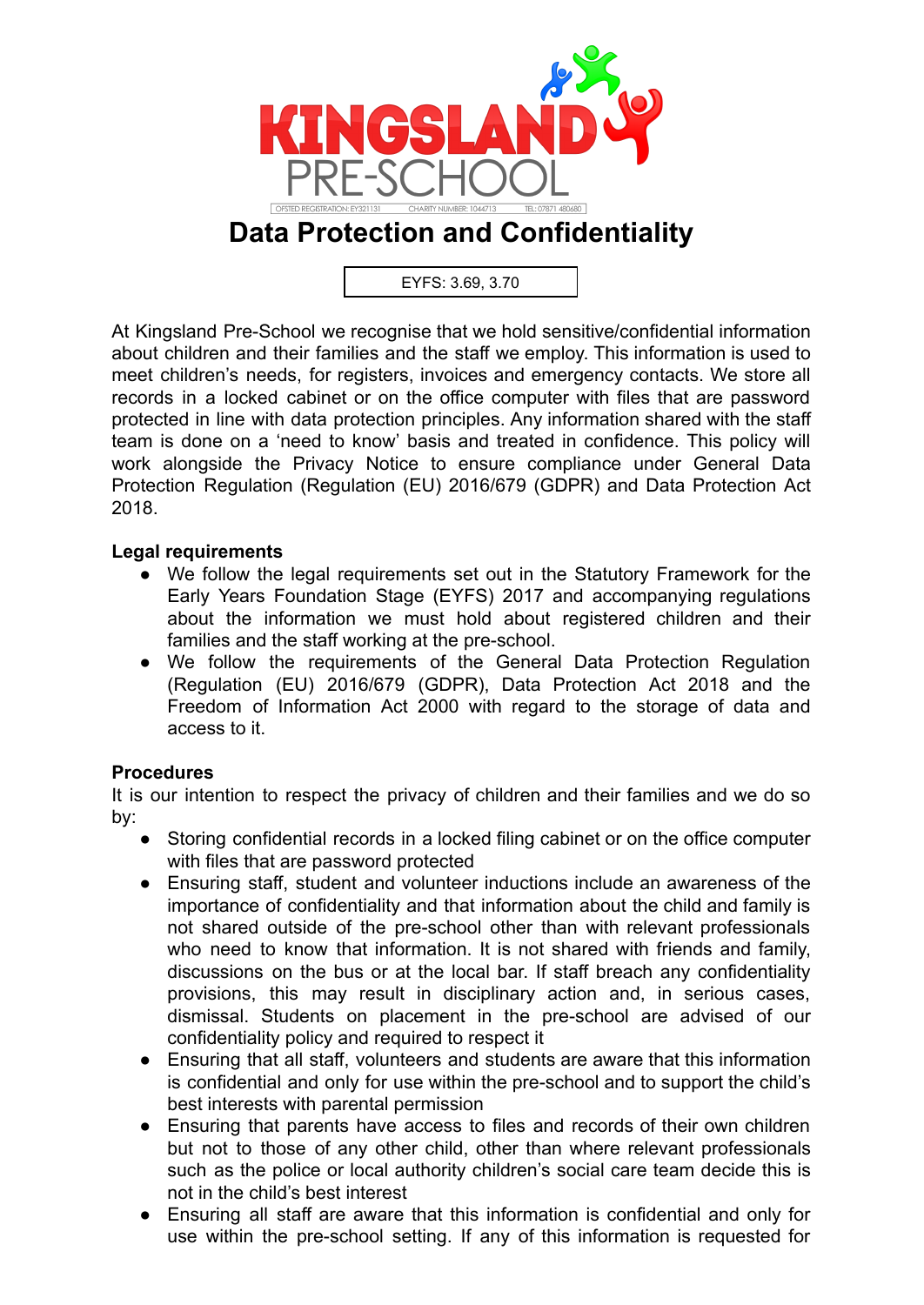KINGSLAND PRE-SCHOOL

OFSTED REGISTRATION: EY321131 CHARITY NUMBER: 1044713 TEL: 07871 480680

# Data Protection and Confidentiality

EYFS: 3.69, 3.70

At Kingsland Pre-School we recognise that we hold sensitive/confidential information about children and their families and the staff we employ. This information is used to meet children's needs, for registers, invoices and emergency contacts. We store all records in a locked cabinet or on the office computer with files that are password protected in line with data protection principles. Any information shared with the staff team is done on a 'need to know' basis and treated in confidence. This policy will work alongside the Privacy Notice to ensure compliance under General Data Protection Regulation (Regulation (EU) 2016/679 (GDPR) and Data Protection Act 2018.

**Legal requirements**

- We follow the legal requirements set out in the Statutory Framework for the Early Years Foundation Stage (EYFS) 2017 and accompanying regulations about the information we must hold about registered children and their families and the staff working at the pre-school.
- We follow the requirements of the General Data Protection Regulation (Regulation (EU) 2016/679 (GDPR), Data Protection Act 2018 and the Freedom of Information Act 2000 with regard to the storage of data and access to it.

**Procedures**

It is our intention to respect the privacy of children and their families and we do so by:

- Storing confidential records in a locked filing cabinet or on the office computer with files that are password protected
- Ensuring staff, student and volunteer inductions include an awareness of the importance of confidentiality and that information about the child and family is not shared outside of the pre-school other than with relevant professionals who need to know that information. It is not shared with friends and family, discussions on the bus or at the local bar. If staff breach any confidentiality provisions, this may result in disciplinary action and, in serious cases, dismissal. Students on placement in the pre-school are advised of our confidentiality policy and required to respect it
- Ensuring that all staff, volunteers and students are aware that this information is confidential and only for use within the pre-school and to support the child's best interests with parental permission
- Ensuring that parents have access to files and records of their own children but not to those of any other child, other than where relevant professionals such as the police or local authority children's social care team decide this is not in the child's best interest
- Ensuring all staff are aware that this information is confidential and only for use within the pre-school setting. If any of this information is requested for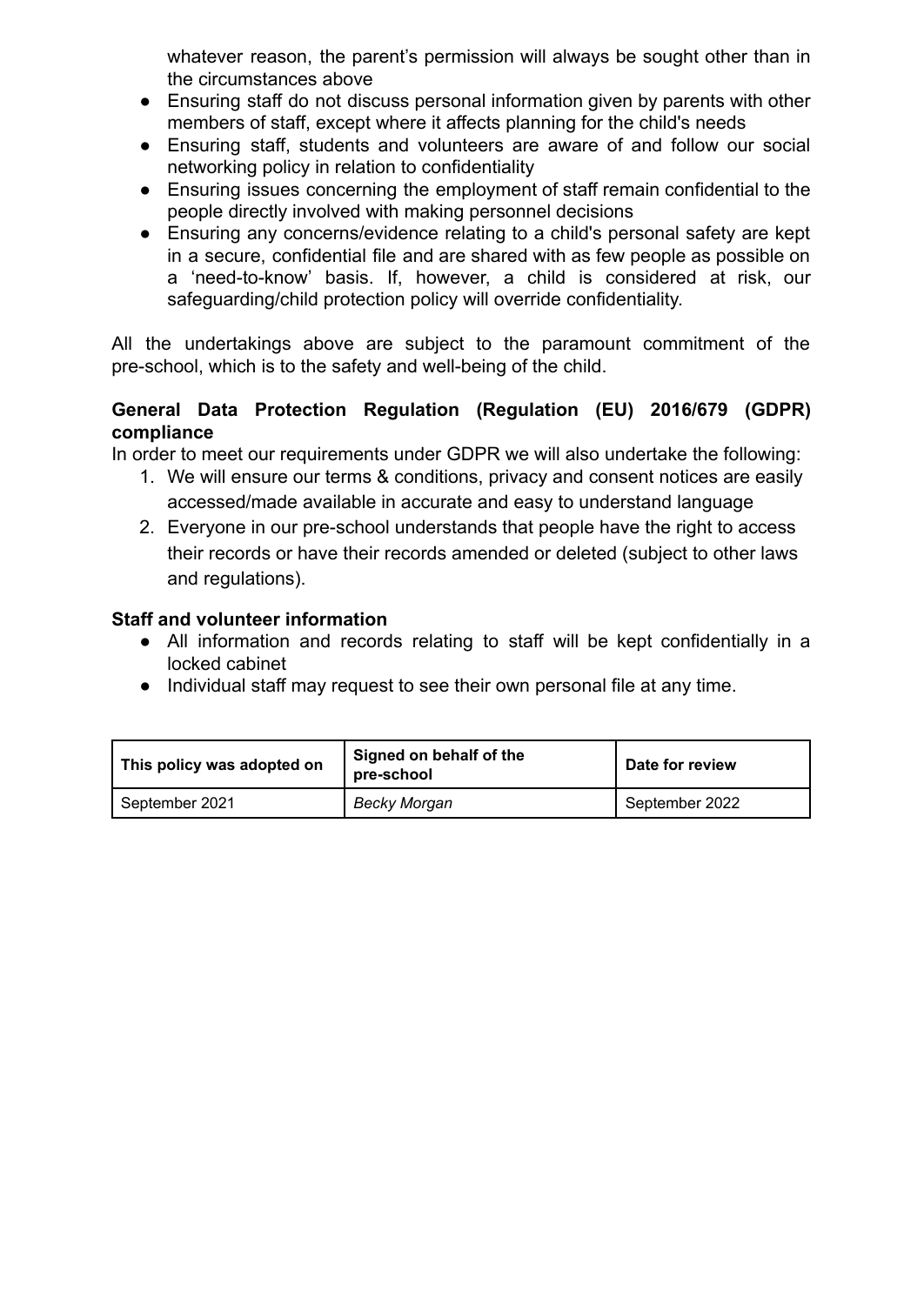whatever reason, the parent's permission will always be sought other than in the circumstances above

- Ensuring staff do not discuss personal information given by parents with other members of staff, except where it affects planning for the child's needs
- Ensuring staff, students and volunteers are aware of and follow our social networking policy in relation to confidentiality
- Ensuring issues concerning the employment of staff remain confidential to the people directly involved with making personnel decisions
- Ensuring any concerns/evidence relating to a child's personal safety are kept in a secure, confidential file and are shared with as few people as possible on a 'need-to-know' basis. If, however, a child is considered at risk, our safeguarding/child protection policy will override confidentiality.

All the undertakings above are subject to the paramount commitment of the pre-school, which is to the safety and well-being of the child.

**General Data Protection Regulation (Regulation (EU) 2016/679 (GDPR) compliance**

In order to meet our requirements under GDPR we will also undertake the following:

1. We will ensure our terms & conditions, privacy and consent notices are easily accessed/made available in accurate and easy to understand language
2. Everyone in our pre-school understands that people have the right to access their records or have their records amended or deleted (subject to other laws and regulations).

**Staff and volunteer information**

- All information and records relating to staff will be kept confidentially in a locked cabinet
- Individual staff may request to see their own personal file at any time.

| This policy was adopted on | Signed on behalf of the pre-school | Date for review |
|---|---|---|
| September 2021 | *Becky Morgan* | September 2022 |